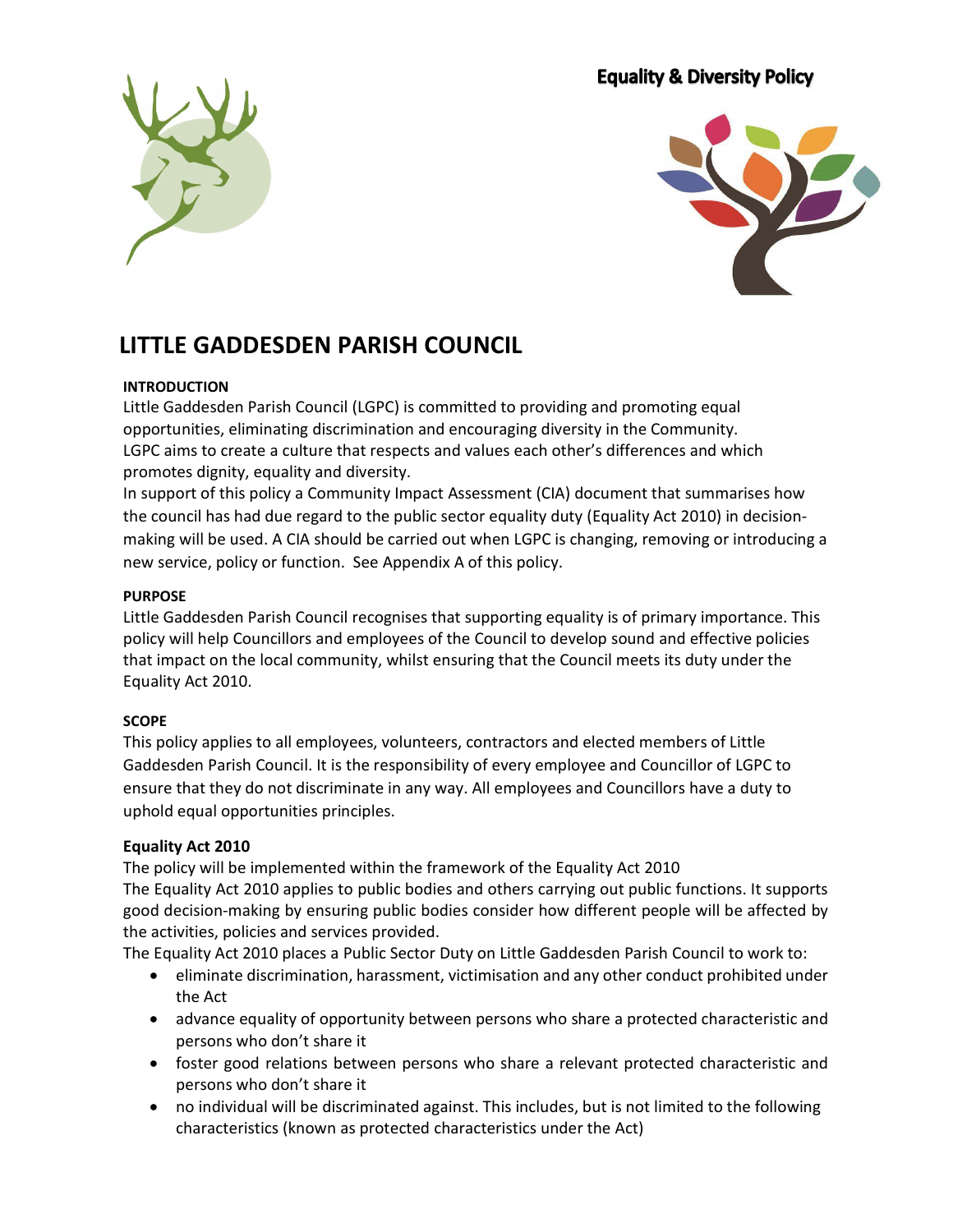# Equality & Diversity Policy

## LITTLE GADDESDEN PARISH COUNCIL

### INTRODUCTION

Little Gaddesden Parish Council (LGPC) is committed to providing and promoting equal opportunities, eliminating discrimination and encouraging diversity in the Community. LGPC aims to create a culture that respects and values each other's differences and which promotes dignity, equality and diversity.

In support of this policy a Community Impact Assessment (CIA) document that summarises how the council has had due regard to the public sector equality duty (Equality Act 2010) in decision-making will be used. A CIA should be carried out when LGPC is changing, removing or introducing a new service, policy or function. See Appendix A of this policy.

### PURPOSE

Little Gaddesden Parish Council recognises that supporting equality is of primary importance. This policy will help Councillors and employees of the Council to develop sound and effective policies that impact on the local community, whilst ensuring that the Council meets its duty under the Equality Act 2010.

### SCOPE

This policy applies to all employees, volunteers, contractors and elected members of Little Gaddesden Parish Council. It is the responsibility of every employee and Councillor of LGPC to ensure that they do not discriminate in any way. All employees and Councillors have a duty to uphold equal opportunities principles.

### Equality Act 2010

The policy will be implemented within the framework of the Equality Act 2010

The Equality Act 2010 applies to public bodies and others carrying out public functions. It supports good decision-making by ensuring public bodies consider how different people will be affected by the activities, policies and services provided.

The Equality Act 2010 places a Public Sector Duty on Little Gaddesden Parish Council to work to:

- eliminate discrimination, harassment, victimisation and any other conduct prohibited under the Act
- advance equality of opportunity between persons who share a protected characteristic and persons who don't share it
- foster good relations between persons who share a relevant protected characteristic and persons who don't share it
- no individual will be discriminated against. This includes, but is not limited to the following characteristics (known as protected characteristics under the Act)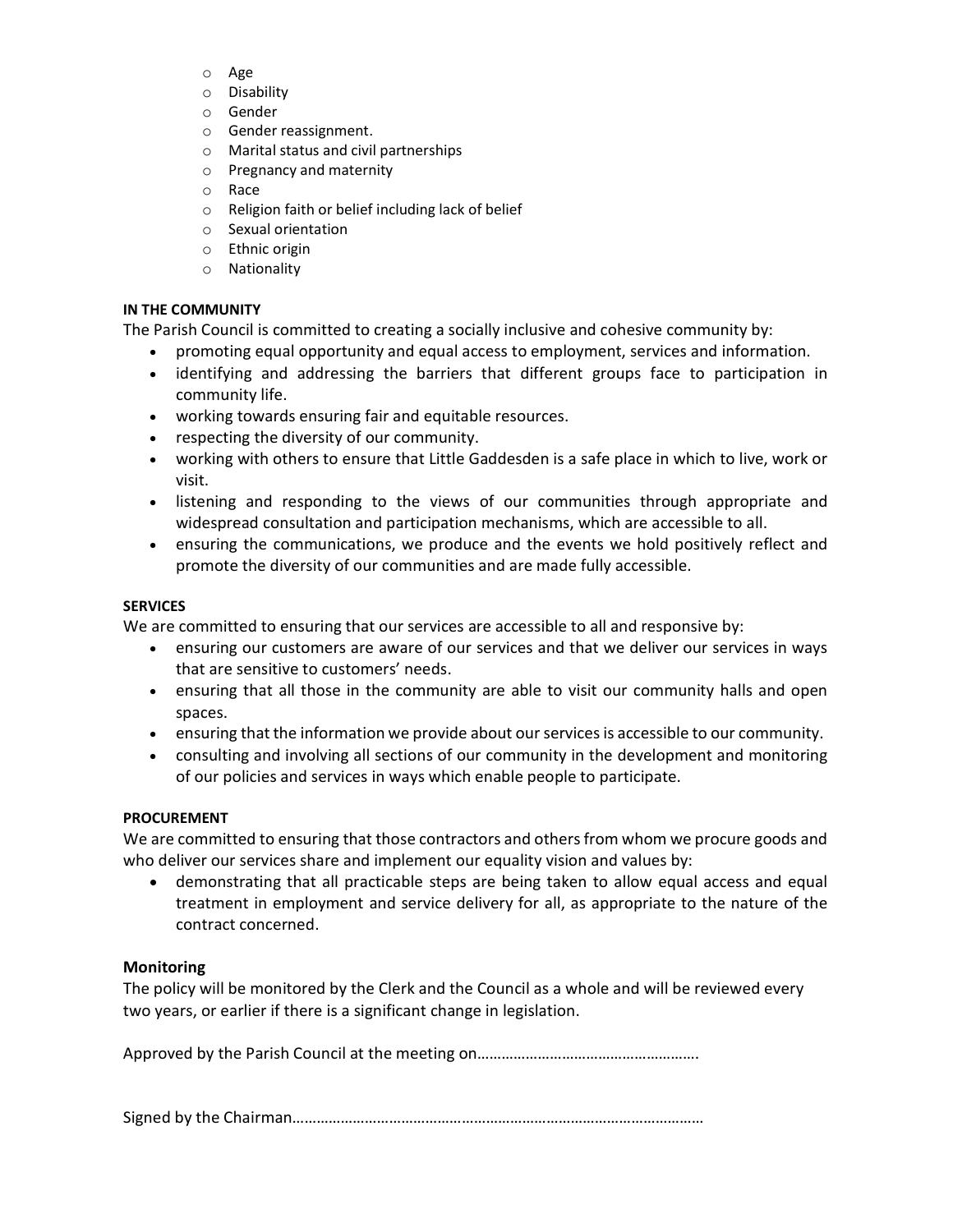- Age
- Disability
- Gender
- Gender reassignment.
- Marital status and civil partnerships
- Pregnancy and maternity
- Race
- Religion faith or belief including lack of belief
- Sexual orientation
- Ethnic origin
- Nationality

**IN THE COMMUNITY**

The Parish Council is committed to creating a socially inclusive and cohesive community by:

- promoting equal opportunity and equal access to employment, services and information.
- identifying and addressing the barriers that different groups face to participation in community life.
- working towards ensuring fair and equitable resources.
- respecting the diversity of our community.
- working with others to ensure that Little Gaddesden is a safe place in which to live, work or visit.
- listening and responding to the views of our communities through appropriate and widespread consultation and participation mechanisms, which are accessible to all.
- ensuring the communications, we produce and the events we hold positively reflect and promote the diversity of our communities and are made fully accessible.

**SERVICES**

We are committed to ensuring that our services are accessible to all and responsive by:

- ensuring our customers are aware of our services and that we deliver our services in ways that are sensitive to customers' needs.
- ensuring that all those in the community are able to visit our community halls and open spaces.
- ensuring that the information we provide about our services is accessible to our community.
- consulting and involving all sections of our community in the development and monitoring of our policies and services in ways which enable people to participate.

**PROCUREMENT**

We are committed to ensuring that those contractors and others from whom we procure goods and who deliver our services share and implement our equality vision and values by:

- demonstrating that all practicable steps are being taken to allow equal access and equal treatment in employment and service delivery for all, as appropriate to the nature of the contract concerned.

**Monitoring**

The policy will be monitored by the Clerk and the Council as a whole and will be reviewed every two years, or earlier if there is a significant change in legislation.

Approved by the Parish Council at the meeting on……………………………………………….

Signed by the Chairman………………………………………………………………………………………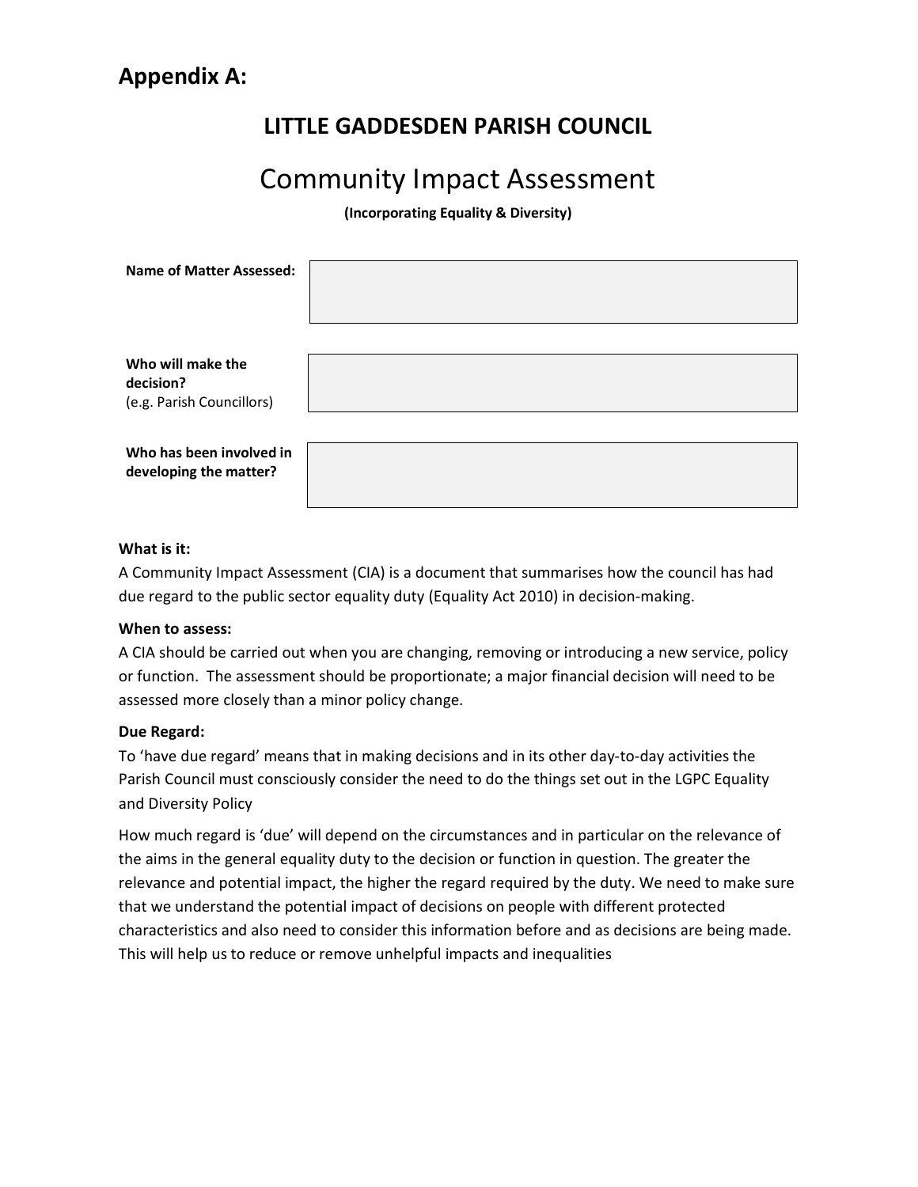## Appendix A:

# LITTLE GADDESDEN PARISH COUNCIL

# Community Impact Assessment

**(Incorporating Equality & Diversity)**

| | |
|---|---|
| **Name of Matter Assessed:** | |
| **Who will make the decision?** (e.g. Parish Councillors) | |
| **Who has been involved in developing the matter?** | |

**What is it:**

A Community Impact Assessment (CIA) is a document that summarises how the council has had due regard to the public sector equality duty (Equality Act 2010) in decision-making.

**When to assess:**

A CIA should be carried out when you are changing, removing or introducing a new service, policy or function. The assessment should be proportionate; a major financial decision will need to be assessed more closely than a minor policy change.

**Due Regard:**

To 'have due regard' means that in making decisions and in its other day-to-day activities the Parish Council must consciously consider the need to do the things set out in the LGPC Equality and Diversity Policy

How much regard is 'due' will depend on the circumstances and in particular on the relevance of the aims in the general equality duty to the decision or function in question. The greater the relevance and potential impact, the higher the regard required by the duty. We need to make sure that we understand the potential impact of decisions on people with different protected characteristics and also need to consider this information before and as decisions are being made. This will help us to reduce or remove unhelpful impacts and inequalities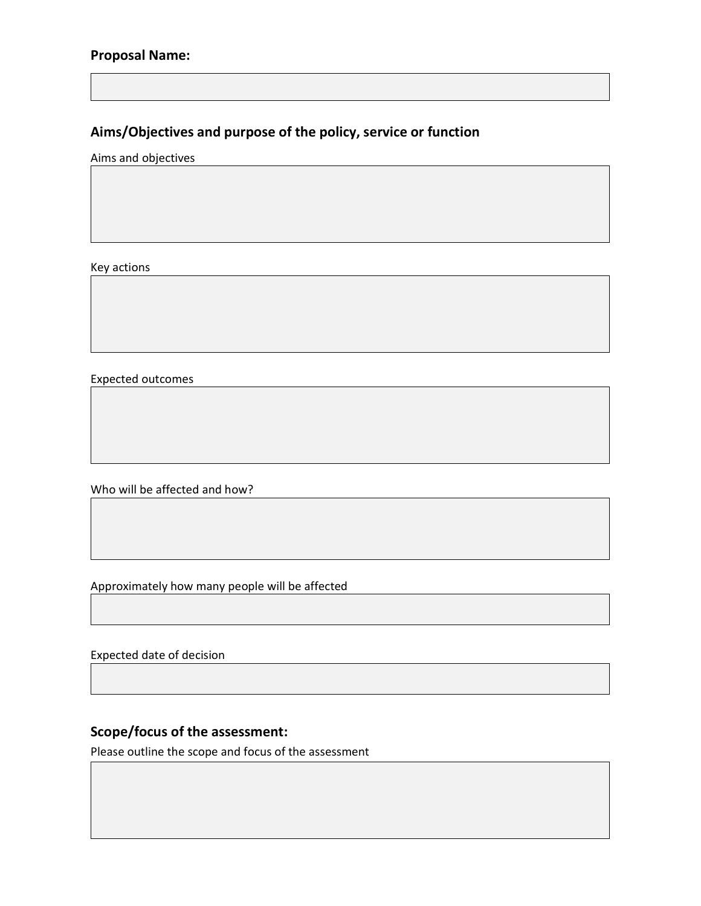**Proposal Name:**

## Aims/Objectives and purpose of the policy, service or function

Aims and objectives

Key actions

Expected outcomes

Who will be affected and how?

Approximately how many people will be affected

Expected date of decision

## Scope/focus of the assessment:

Please outline the scope and focus of the assessment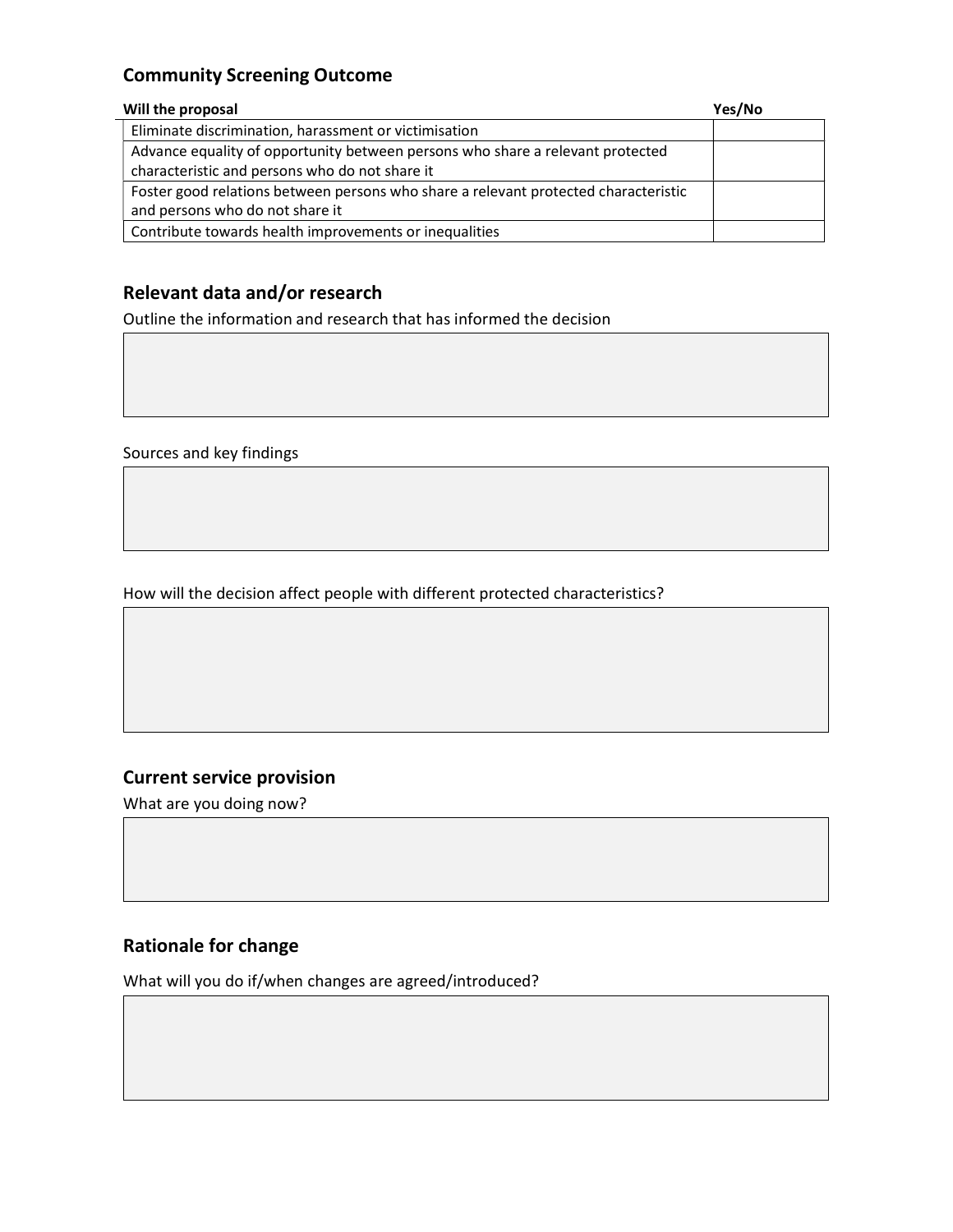## Community Screening Outcome

| Will the proposal | Yes/No |
|---|---|
| Eliminate discrimination, harassment or victimisation | |
| Advance equality of opportunity between persons who share a relevant protected characteristic and persons who do not share it | |
| Foster good relations between persons who share a relevant protected characteristic and persons who do not share it | |
| Contribute towards health improvements or inequalities | |

## Relevant data and/or research

Outline the information and research that has informed the decision

Sources and key findings

How will the decision affect people with different protected characteristics?

## Current service provision

What are you doing now?

## Rationale for change

What will you do if/when changes are agreed/introduced?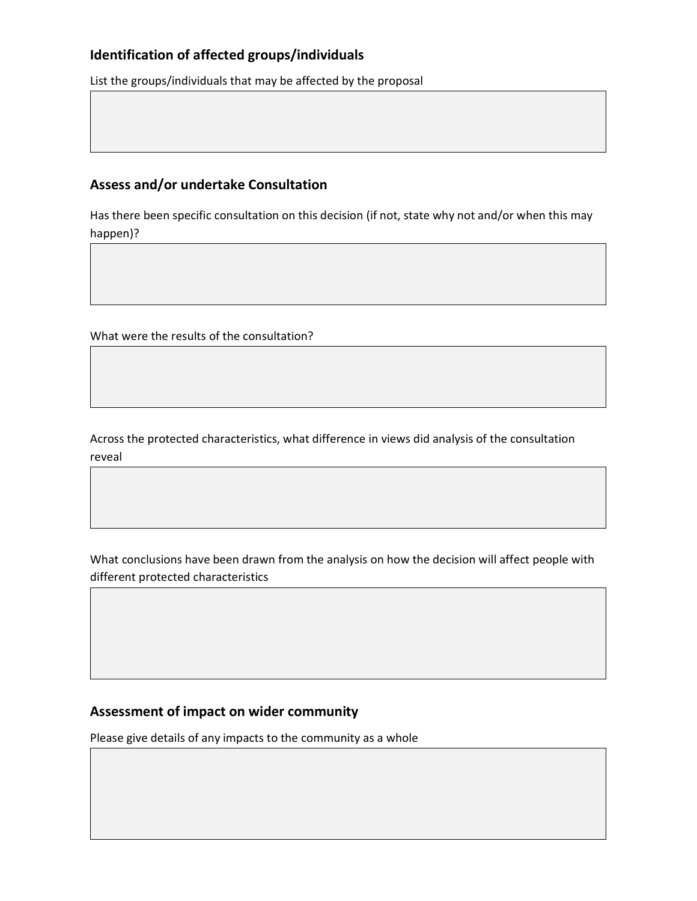## Identification of affected groups/individuals

List the groups/individuals that may be affected by the proposal

## Assess and/or undertake Consultation

Has there been specific consultation on this decision (if not, state why not and/or when this may happen)?

What were the results of the consultation?

Across the protected characteristics, what difference in views did analysis of the consultation reveal

What conclusions have been drawn from the analysis on how the decision will affect people with different protected characteristics

## Assessment of impact on wider community

Please give details of any impacts to the community as a whole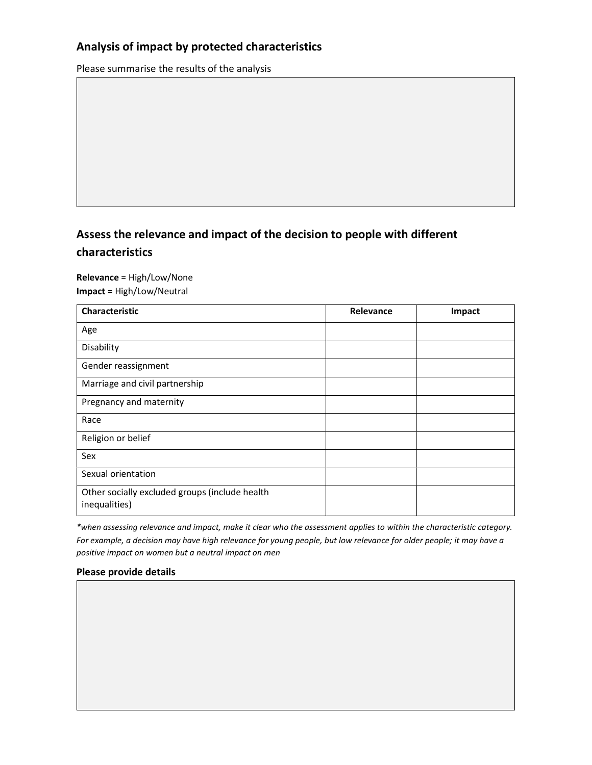## Analysis of impact by protected characteristics

Please summarise the results of the analysis

## Assess the relevance and impact of the decision to people with different characteristics

**Relevance** = High/Low/None
**Impact** = High/Low/Neutral

| Characteristic | Relevance | Impact |
|---|---|---|
| Age | | |
| Disability | | |
| Gender reassignment | | |
| Marriage and civil partnership | | |
| Pregnancy and maternity | | |
| Race | | |
| Religion or belief | | |
| Sex | | |
| Sexual orientation | | |
| Other socially excluded groups (include health inequalities) | | |

*\*when assessing relevance and impact, make it clear who the assessment applies to within the characteristic category. For example, a decision may have high relevance for young people, but low relevance for older people; it may have a positive impact on women but a neutral impact on men*

### Please provide details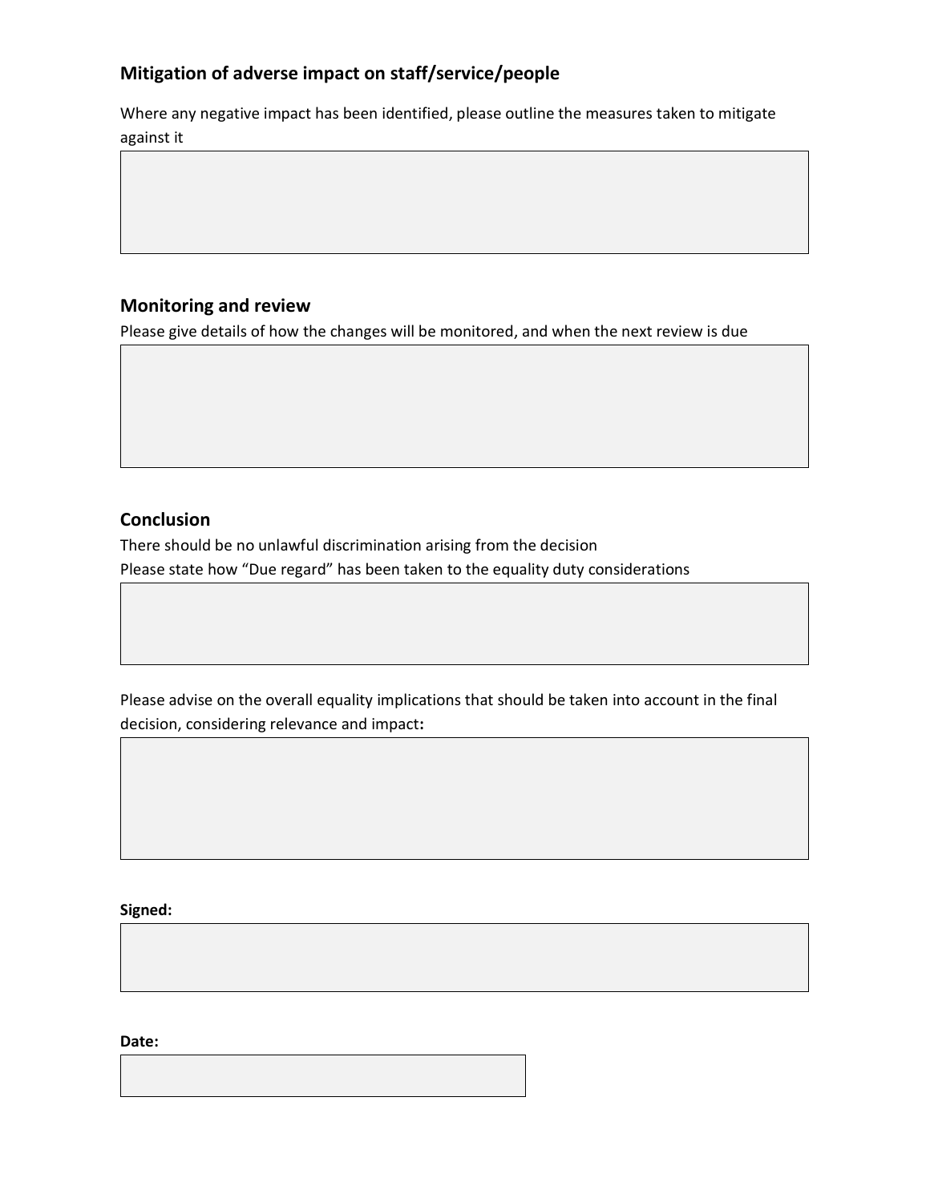## Mitigation of adverse impact on staff/service/people

Where any negative impact has been identified, please outline the measures taken to mitigate against it

## Monitoring and review

Please give details of how the changes will be monitored, and when the next review is due

## Conclusion

There should be no unlawful discrimination arising from the decision

Please state how "Due regard" has been taken to the equality duty considerations

Please advise on the overall equality implications that should be taken into account in the final decision, considering relevance and impact**:**

**Signed:**

**Date:**